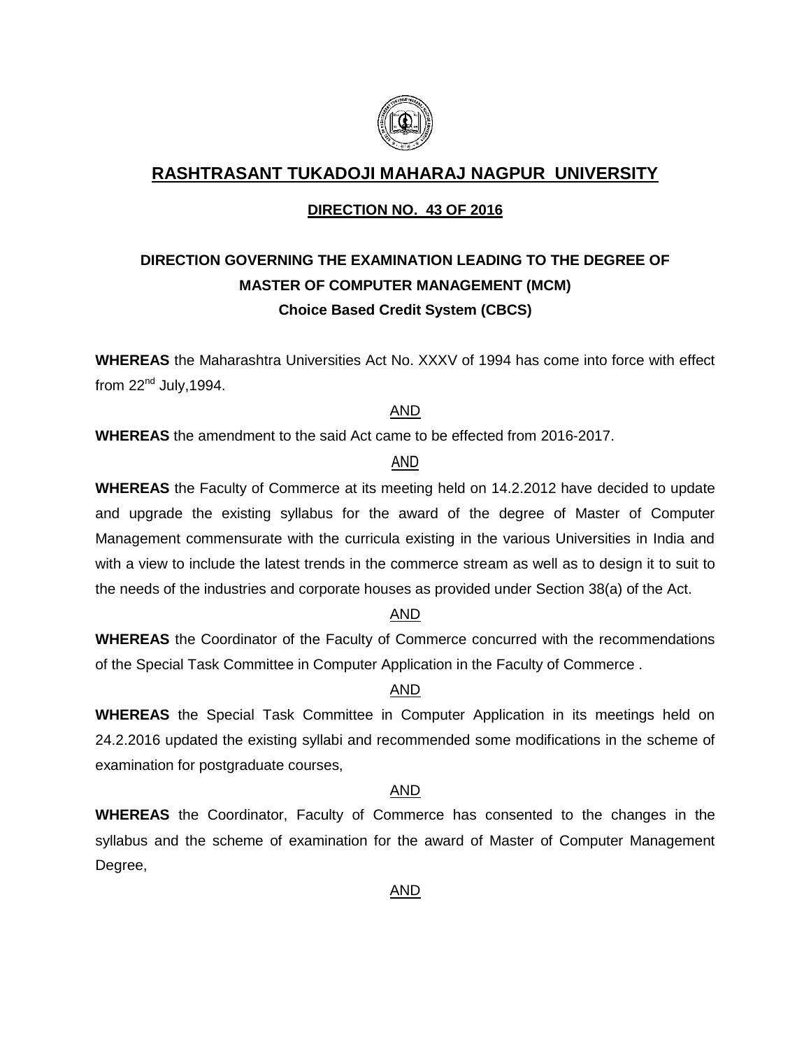# RASHTRASANT TUKADOJI MAHARAJ NAGPUR UNIVERSITY

## DIRECTION NO. 43 OF 2016

## DIRECTION GOVERNING THE EXAMINATION LEADING TO THE DEGREE OF MASTER OF COMPUTER MANAGEMENT (MCM)

### Choice Based Credit System (CBCS)

**WHEREAS** the Maharashtra Universities Act No. XXXV of 1994 has come into force with effect from 22nd July,1994.

AND

**WHEREAS** the amendment to the said Act came to be effected from 2016-2017.

AND

**WHEREAS** the Faculty of Commerce at its meeting held on 14.2.2012 have decided to update and upgrade the existing syllabus for the award of the degree of Master of Computer Management commensurate with the curricula existing in the various Universities in India and with a view to include the latest trends in the commerce stream as well as to design it to suit to the needs of the industries and corporate houses as provided under Section 38(a) of the Act.

AND

**WHEREAS** the Coordinator of the Faculty of Commerce concurred with the recommendations of the Special Task Committee in Computer Application in the Faculty of Commerce .

AND

**WHEREAS** the Special Task Committee in Computer Application in its meetings held on 24.2.2016 updated the existing syllabi and recommended some modifications in the scheme of examination for postgraduate courses,

AND

**WHEREAS** the Coordinator, Faculty of Commerce has consented to the changes in the syllabus and the scheme of examination for the award of Master of Computer Management Degree,

AND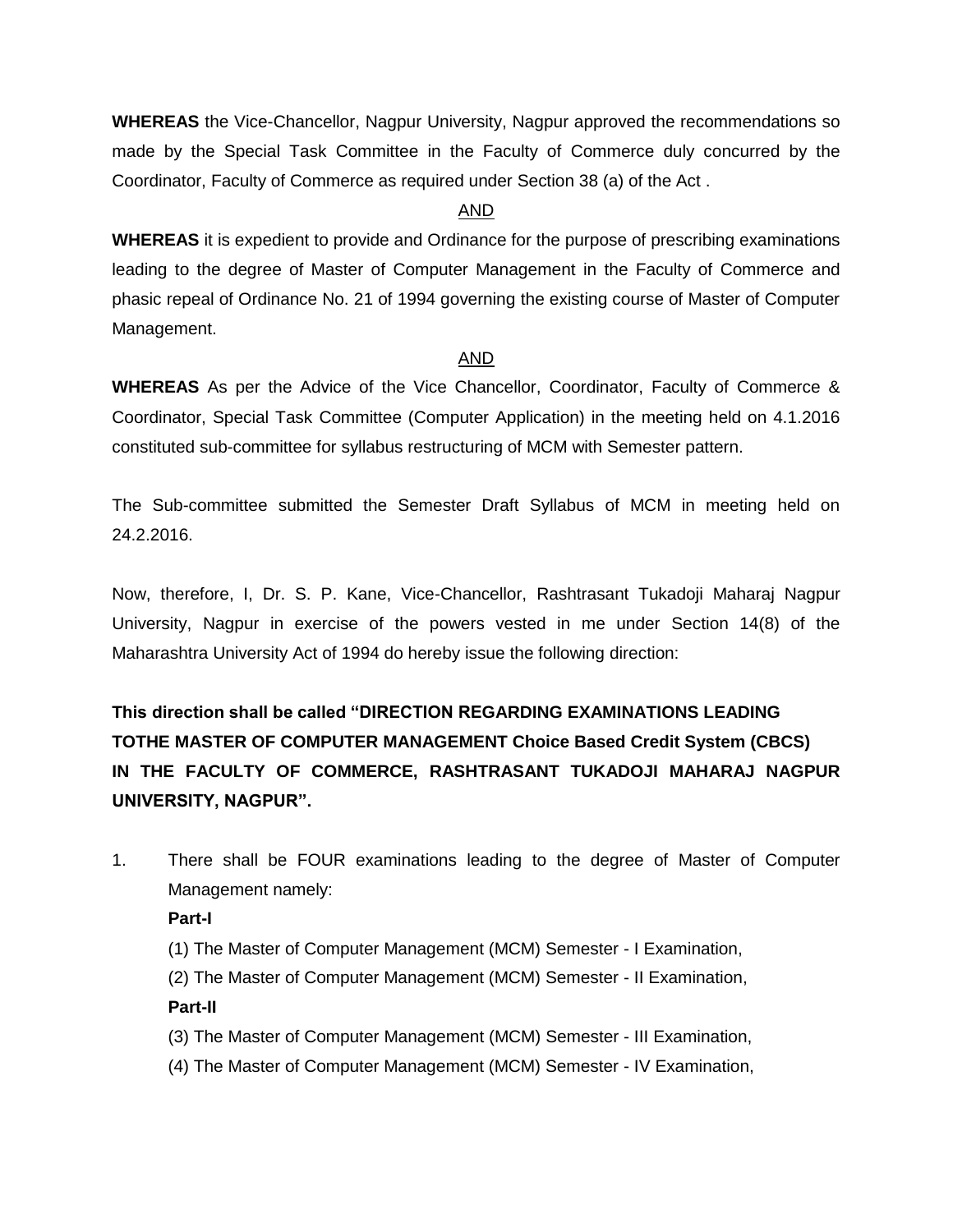**WHEREAS** the Vice-Chancellor, Nagpur University, Nagpur approved the recommendations so made by the Special Task Committee in the Faculty of Commerce duly concurred by the Coordinator, Faculty of Commerce as required under Section 38 (a) of the Act .

AND

**WHEREAS** it is expedient to provide and Ordinance for the purpose of prescribing examinations leading to the degree of Master of Computer Management in the Faculty of Commerce and phasic repeal of Ordinance No. 21 of 1994 governing the existing course of Master of Computer Management.

AND

**WHEREAS** As per the Advice of the Vice Chancellor, Coordinator, Faculty of Commerce & Coordinator, Special Task Committee (Computer Application) in the meeting held on 4.1.2016 constituted sub-committee for syllabus restructuring of MCM with Semester pattern.

The Sub-committee submitted the Semester Draft Syllabus of MCM in meeting held on 24.2.2016.

Now, therefore, I, Dr. S. P. Kane, Vice-Chancellor, Rashtrasant Tukadoji Maharaj Nagpur University, Nagpur in exercise of the powers vested in me under Section 14(8) of the Maharashtra University Act of 1994 do hereby issue the following direction:

**This direction shall be called "DIRECTION REGARDING EXAMINATIONS LEADING TOTHE MASTER OF COMPUTER MANAGEMENT Choice Based Credit System (CBCS) IN THE FACULTY OF COMMERCE, RASHTRASANT TUKADOJI MAHARAJ NAGPUR UNIVERSITY, NAGPUR".**

1. There shall be FOUR examinations leading to the degree of Master of Computer Management namely:

   **Part-I**

   (1) The Master of Computer Management (MCM) Semester - I Examination,

   (2) The Master of Computer Management (MCM) Semester - II Examination,

   **Part-II**

   (3) The Master of Computer Management (MCM) Semester - III Examination,

   (4) The Master of Computer Management (MCM) Semester - IV Examination,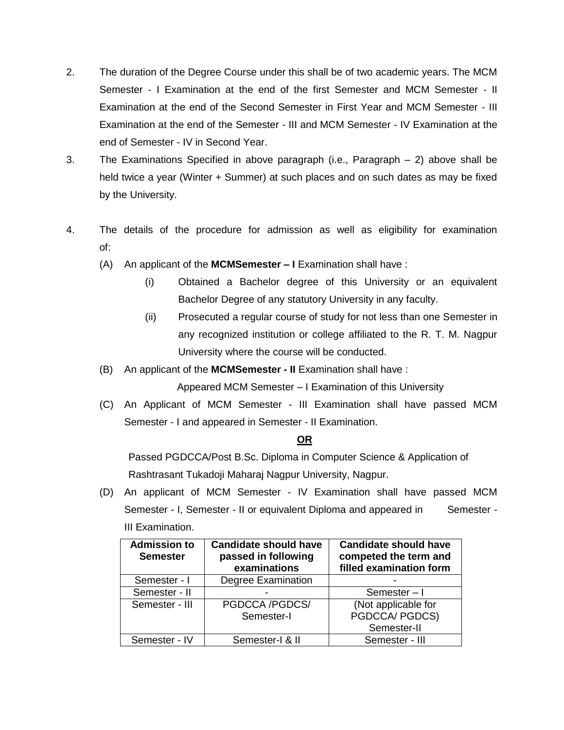2. The duration of the Degree Course under this shall be of two academic years. The MCM Semester - I Examination at the end of the first Semester and MCM Semester - II Examination at the end of the Second Semester in First Year and MCM Semester - III Examination at the end of the Semester - III and MCM Semester - IV Examination at the end of Semester - IV in Second Year.

3. The Examinations Specified in above paragraph (i.e., Paragraph – 2) above shall be held twice a year (Winter + Summer) at such places and on such dates as may be fixed by the University.

4. The details of the procedure for admission as well as eligibility for examination of:

   (A) An applicant of the **MCMSemester – I** Examination shall have :

   (i) Obtained a Bachelor degree of this University or an equivalent Bachelor Degree of any statutory University in any faculty.

   (ii) Prosecuted a regular course of study for not less than one Semester in any recognized institution or college affiliated to the R. T. M. Nagpur University where the course will be conducted.

   (B) An applicant of the **MCMSemester - II** Examination shall have :

   Appeared MCM Semester – I Examination of this University

   (C) An Applicant of MCM Semester - III Examination shall have passed MCM Semester - I and appeared in Semester - II Examination.

   **OR**

   Passed PGDCCA/Post B.Sc. Diploma in Computer Science & Application of Rashtrasant Tukadoji Maharaj Nagpur University, Nagpur.

   (D) An applicant of MCM Semester - IV Examination shall have passed MCM Semester - I, Semester - II or equivalent Diploma and appeared in Semester - III Examination.

| Admission to Semester | Candidate should have passed in following examinations | Candidate should have competed the term and filled examination form |
|---|---|---|
| Semester - I | Degree Examination | - |
| Semester - II | - | Semester – I |
| Semester - III | PGDCCA /PGDCS/ Semester-I | (Not applicable for PGDCCA/ PGDCS) Semester-II |
| Semester - IV | Semester-I & II | Semester - III |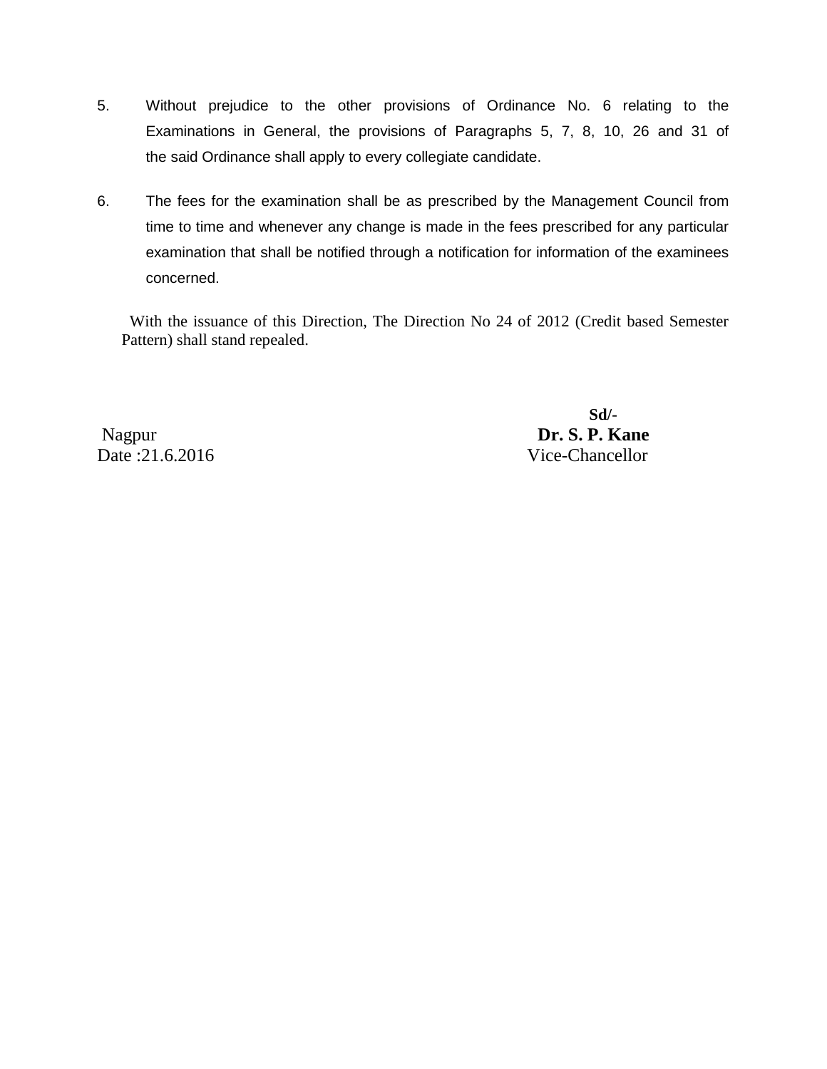5. Without prejudice to the other provisions of Ordinance No. 6 relating to the Examinations in General, the provisions of Paragraphs 5, 7, 8, 10, 26 and 31 of the said Ordinance shall apply to every collegiate candidate.

6. The fees for the examination shall be as prescribed by the Management Council from time to time and whenever any change is made in the fees prescribed for any particular examination that shall be notified through a notification for information of the examinees concerned.

With the issuance of this Direction, The Direction No 24 of 2012 (Credit based Semester Pattern) shall stand repealed.

Sd/-

Nagpur
Date :21.6.2016

**Dr. S. P. Kane**
Vice-Chancellor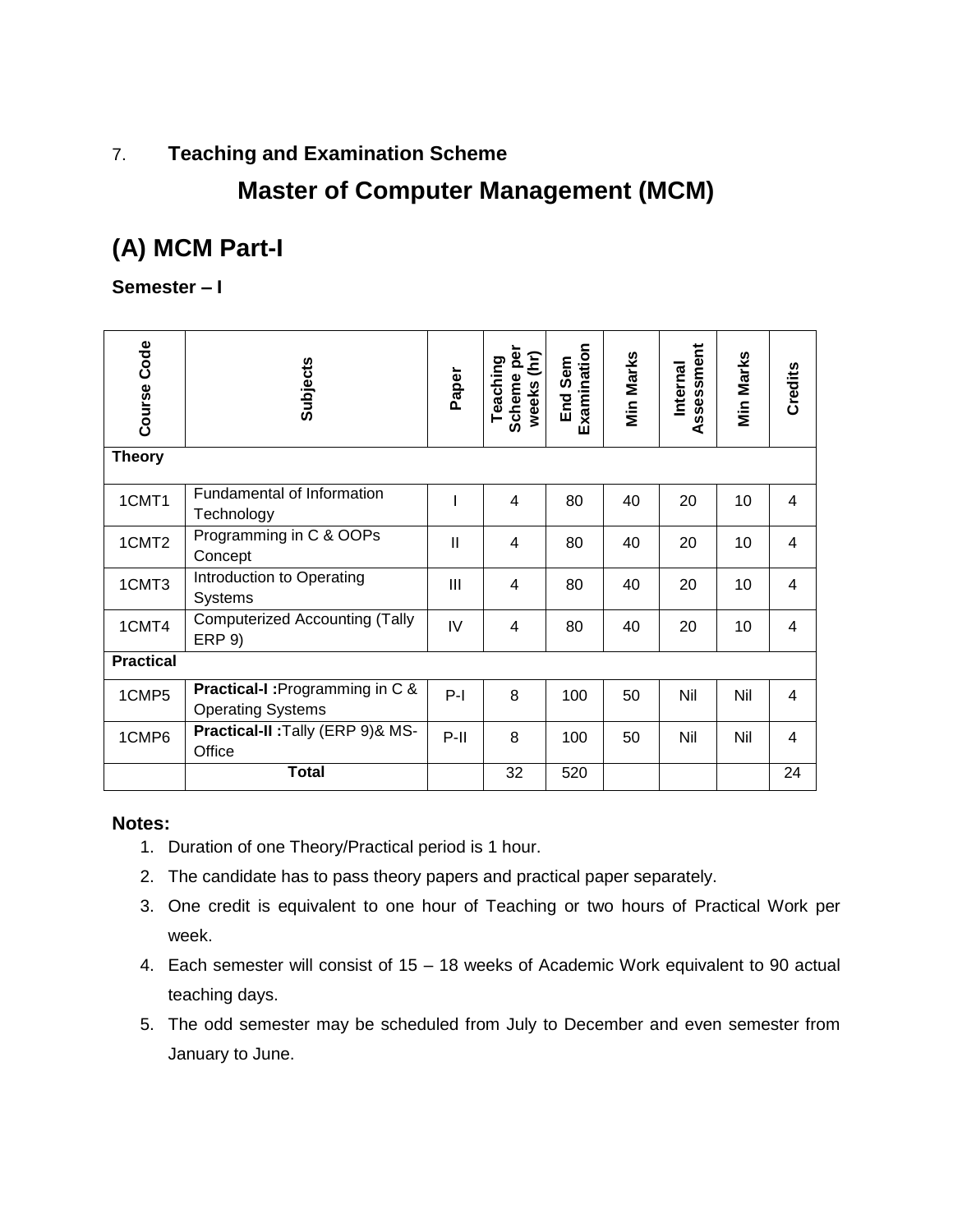7. **Teaching and Examination Scheme**

# Master of Computer Management (MCM)

## (A) MCM Part-I

### Semester – I

| Course Code | Subjects | Paper | Teaching Scheme per weeks (hr) | End Sem Examination | Min Marks | Internal Assessment | Min Marks | Credits |
|---|---|---|---|---|---|---|---|---|
| **Theory** | | | | | | | | |
| 1CMT1 | Fundamental of Information Technology | I | 4 | 80 | 40 | 20 | 10 | 4 |
| 1CMT2 | Programming in C & OOPs Concept | II | 4 | 80 | 40 | 20 | 10 | 4 |
| 1CMT3 | Introduction to Operating Systems | III | 4 | 80 | 40 | 20 | 10 | 4 |
| 1CMT4 | Computerized Accounting (Tally ERP 9) | IV | 4 | 80 | 40 | 20 | 10 | 4 |
| **Practical** | | | | | | | | |
| 1CMP5 | **Practical-I :**Programming in C & Operating Systems | P-I | 8 | 100 | 50 | Nil | Nil | 4 |
| 1CMP6 | **Practical-II :**Tally (ERP 9)& MS-Office | P-II | 8 | 100 | 50 | Nil | Nil | 4 |
| | **Total** | | 32 | 520 | | | | 24 |

**Notes:**

1. Duration of one Theory/Practical period is 1 hour.
2. The candidate has to pass theory papers and practical paper separately.
3. One credit is equivalent to one hour of Teaching or two hours of Practical Work per week.
4. Each semester will consist of 15 – 18 weeks of Academic Work equivalent to 90 actual teaching days.
5. The odd semester may be scheduled from July to December and even semester from January to June.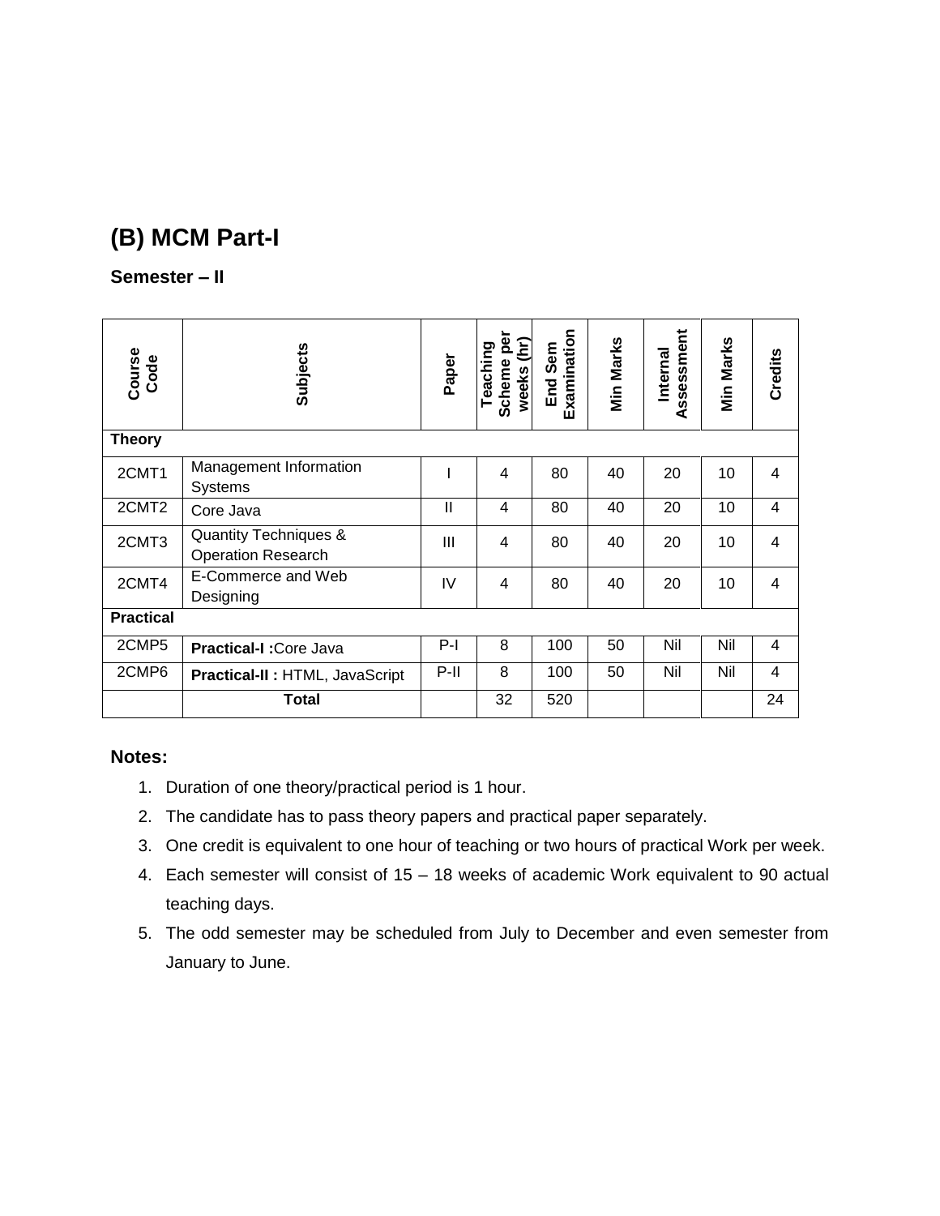## (B) MCM Part-I

### Semester – II

| Course Code | Subjects | Paper | Teaching Scheme per weeks (hr) | End Sem Examination | Min Marks | Internal Assessment | Min Marks | Credits |
|---|---|---|---|---|---|---|---|---|
| **Theory** | | | | | | | | |
| 2CMT1 | Management Information Systems | I | 4 | 80 | 40 | 20 | 10 | 4 |
| 2CMT2 | Core Java | II | 4 | 80 | 40 | 20 | 10 | 4 |
| 2CMT3 | Quantity Techniques & Operation Research | III | 4 | 80 | 40 | 20 | 10 | 4 |
| 2CMT4 | E-Commerce and Web Designing | IV | 4 | 80 | 40 | 20 | 10 | 4 |
| **Practical** | | | | | | | | |
| 2CMP5 | **Practical-I :** Core Java | P-I | 8 | 100 | 50 | Nil | Nil | 4 |
| 2CMP6 | **Practical-II :** HTML, JavaScript | P-II | 8 | 100 | 50 | Nil | Nil | 4 |
| | **Total** | | 32 | 520 | | | | 24 |

**Notes:**

1. Duration of one theory/practical period is 1 hour.
2. The candidate has to pass theory papers and practical paper separately.
3. One credit is equivalent to one hour of teaching or two hours of practical Work per week.
4. Each semester will consist of 15 – 18 weeks of academic Work equivalent to 90 actual teaching days.
5. The odd semester may be scheduled from July to December and even semester from January to June.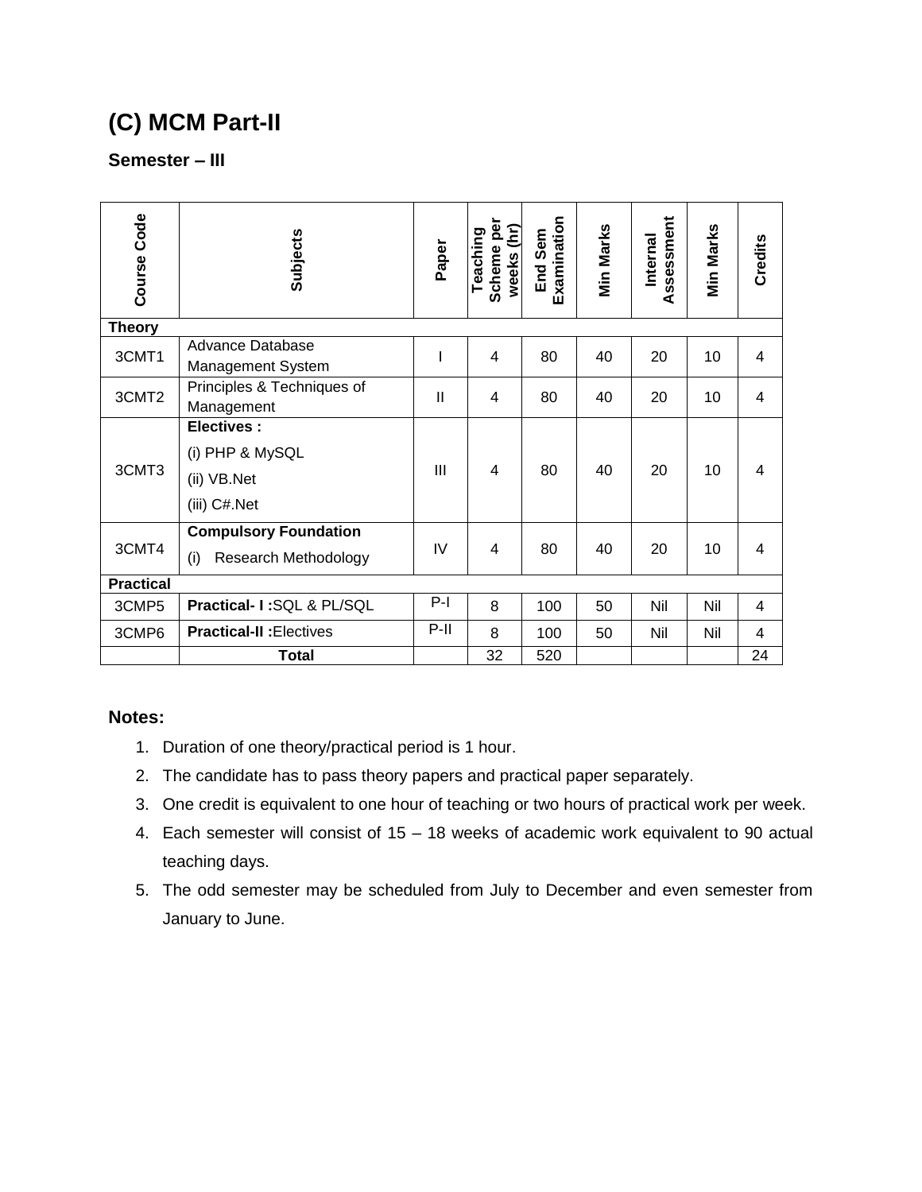# (C) MCM Part-II

## Semester – III

| Course Code | Subjects | Paper | Teaching Scheme per weeks (hr) | End Sem Examination | Min Marks | Internal Assessment | Min Marks | Credits |
|---|---|---|---|---|---|---|---|---|
| **Theory** | | | | | | | | |
| 3CMT1 | Advance Database Management System | I | 4 | 80 | 40 | 20 | 10 | 4 |
| 3CMT2 | Principles & Techniques of Management | II | 4 | 80 | 40 | 20 | 10 | 4 |
| 3CMT3 | **Electives :** (i) PHP & MySQL (ii) VB.Net (iii) C#.Net | III | 4 | 80 | 40 | 20 | 10 | 4 |
| 3CMT4 | **Compulsory Foundation** (i) Research Methodology | IV | 4 | 80 | 40 | 20 | 10 | 4 |
| **Practical** | | | | | | | | |
| 3CMP5 | **Practical- I :** SQL & PL/SQL | P-I | 8 | 100 | 50 | Nil | Nil | 4 |
| 3CMP6 | **Practical-II :** Electives | P-II | 8 | 100 | 50 | Nil | Nil | 4 |
| | **Total** | | 32 | 520 | | | | 24 |

**Notes:**

1. Duration of one theory/practical period is 1 hour.
2. The candidate has to pass theory papers and practical paper separately.
3. One credit is equivalent to one hour of teaching or two hours of practical work per week.
4. Each semester will consist of 15 – 18 weeks of academic work equivalent to 90 actual teaching days.
5. The odd semester may be scheduled from July to December and even semester from January to June.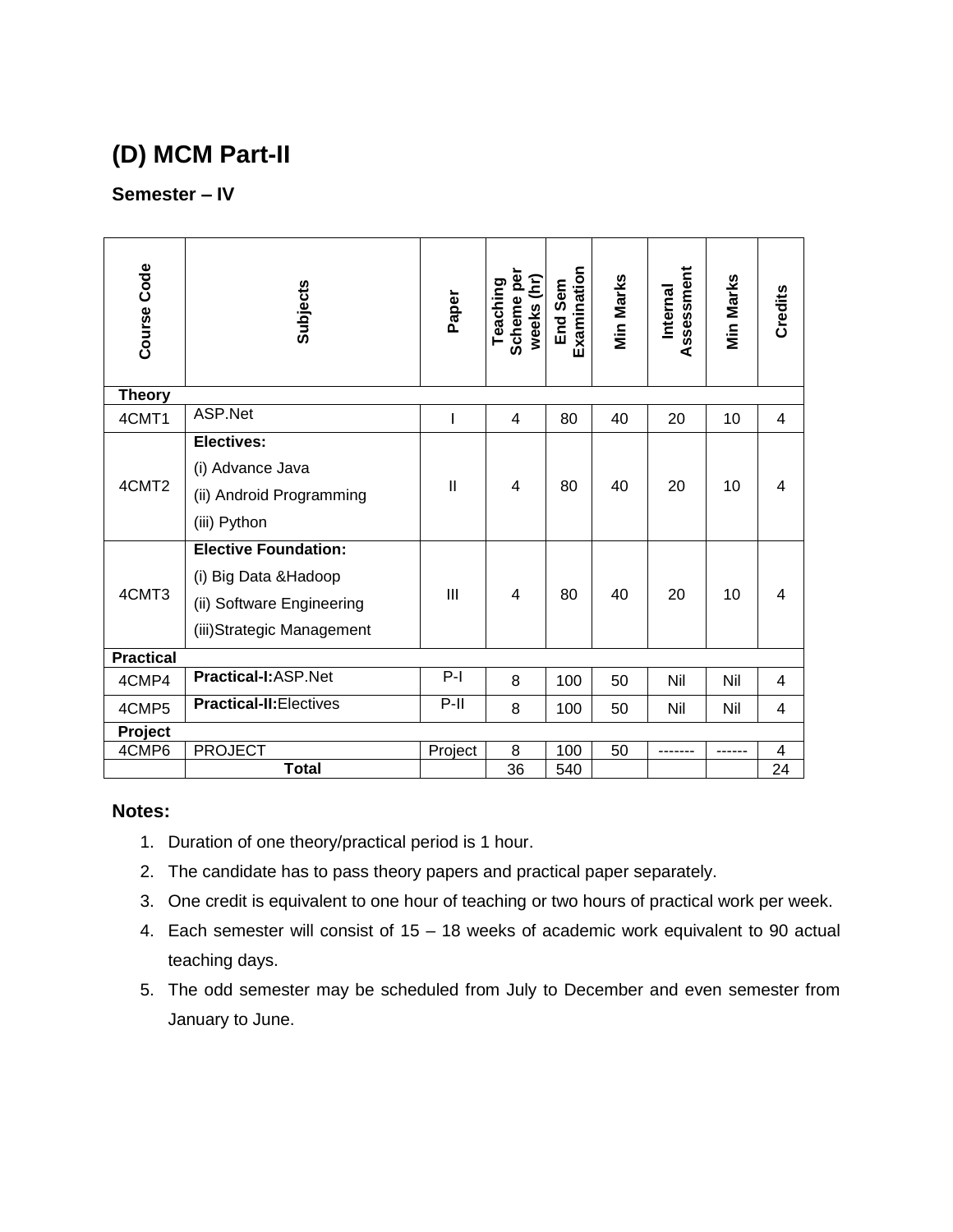## (D) MCM Part-II

### Semester – IV

| Course Code | Subjects | Paper | Teaching Scheme per weeks (hr) | End Sem Examination | Min Marks | Internal Assessment | Min Marks | Credits |
|---|---|---|---|---|---|---|---|---|
| **Theory** | | | | | | | | |
| 4CMT1 | ASP.Net | I | 4 | 80 | 40 | 20 | 10 | 4 |
| 4CMT2 | **Electives:**<br>(i) Advance Java<br>(ii) Android Programming<br>(iii) Python | II | 4 | 80 | 40 | 20 | 10 | 4 |
| 4CMT3 | **Elective Foundation:**<br>(i) Big Data &Hadoop<br>(ii) Software Engineering<br>(iii)Strategic Management | III | 4 | 80 | 40 | 20 | 10 | 4 |
| **Practical** | | | | | | | | |
| 4CMP4 | **Practical-I:**ASP.Net | P-I | 8 | 100 | 50 | Nil | Nil | 4 |
| 4CMP5 | **Practical-II:**Electives | P-II | 8 | 100 | 50 | Nil | Nil | 4 |
| **Project** | | | | | | | | |
| 4CMP6 | PROJECT | Project | 8 | 100 | 50 | ------- | ------ | 4 |
| | **Total** | | 36 | 540 | | | | 24 |

**Notes:**

1. Duration of one theory/practical period is 1 hour.
2. The candidate has to pass theory papers and practical paper separately.
3. One credit is equivalent to one hour of teaching or two hours of practical work per week.
4. Each semester will consist of 15 – 18 weeks of academic work equivalent to 90 actual teaching days.
5. The odd semester may be scheduled from July to December and even semester from January to June.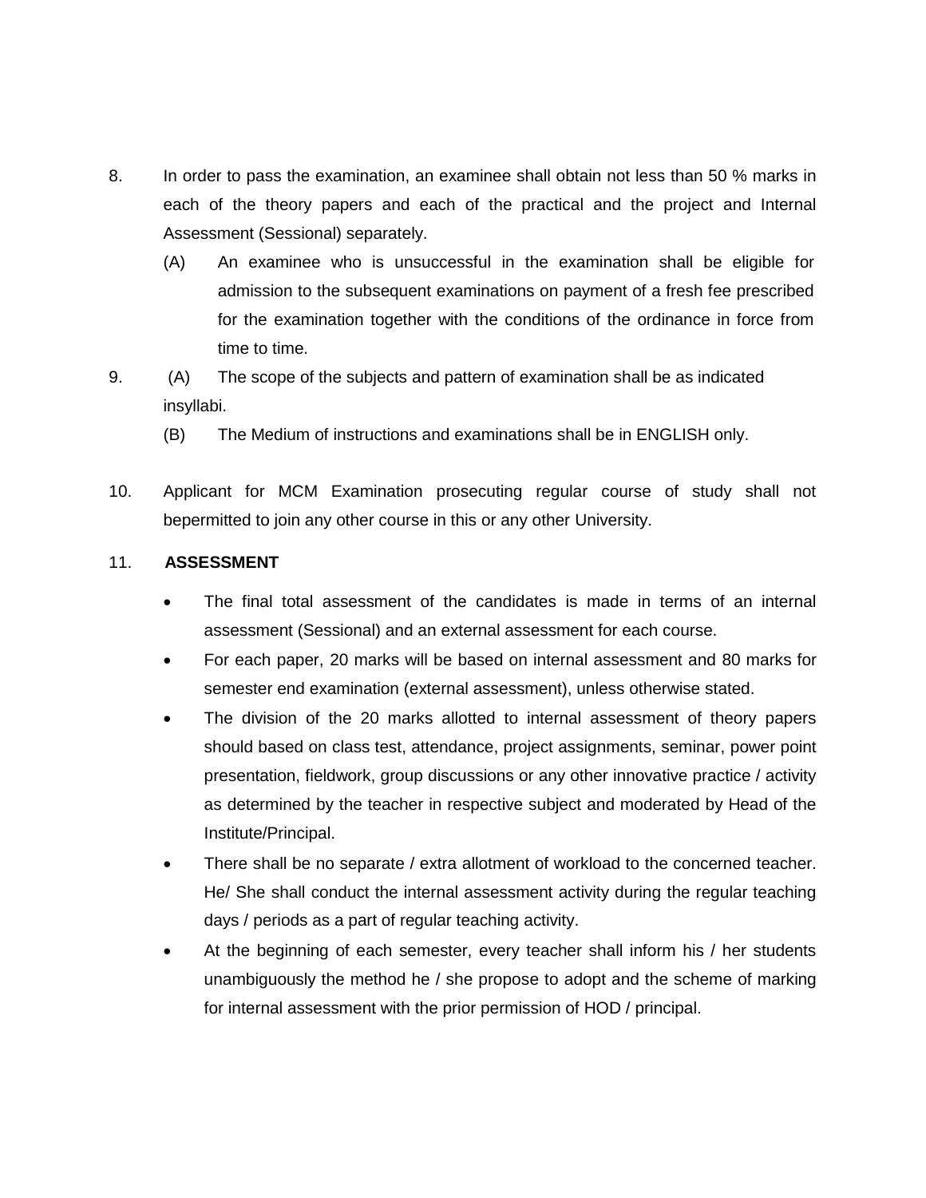8. In order to pass the examination, an examinee shall obtain not less than 50 % marks in each of the theory papers and each of the practical and the project and Internal Assessment (Sessional) separately.

   (A) An examinee who is unsuccessful in the examination shall be eligible for admission to the subsequent examinations on payment of a fresh fee prescribed for the examination together with the conditions of the ordinance in force from time to time.

9. (A) The scope of the subjects and pattern of examination shall be as indicated insyllabi.

   (B) The Medium of instructions and examinations shall be in ENGLISH only.

10. Applicant for MCM Examination prosecuting regular course of study shall not bepermitted to join any other course in this or any other University.

11. **ASSESSMENT**

- The final total assessment of the candidates is made in terms of an internal assessment (Sessional) and an external assessment for each course.
- For each paper, 20 marks will be based on internal assessment and 80 marks for semester end examination (external assessment), unless otherwise stated.
- The division of the 20 marks allotted to internal assessment of theory papers should based on class test, attendance, project assignments, seminar, power point presentation, fieldwork, group discussions or any other innovative practice / activity as determined by the teacher in respective subject and moderated by Head of the Institute/Principal.
- There shall be no separate / extra allotment of workload to the concerned teacher. He/ She shall conduct the internal assessment activity during the regular teaching days / periods as a part of regular teaching activity.
- At the beginning of each semester, every teacher shall inform his / her students unambiguously the method he / she propose to adopt and the scheme of marking for internal assessment with the prior permission of HOD / principal.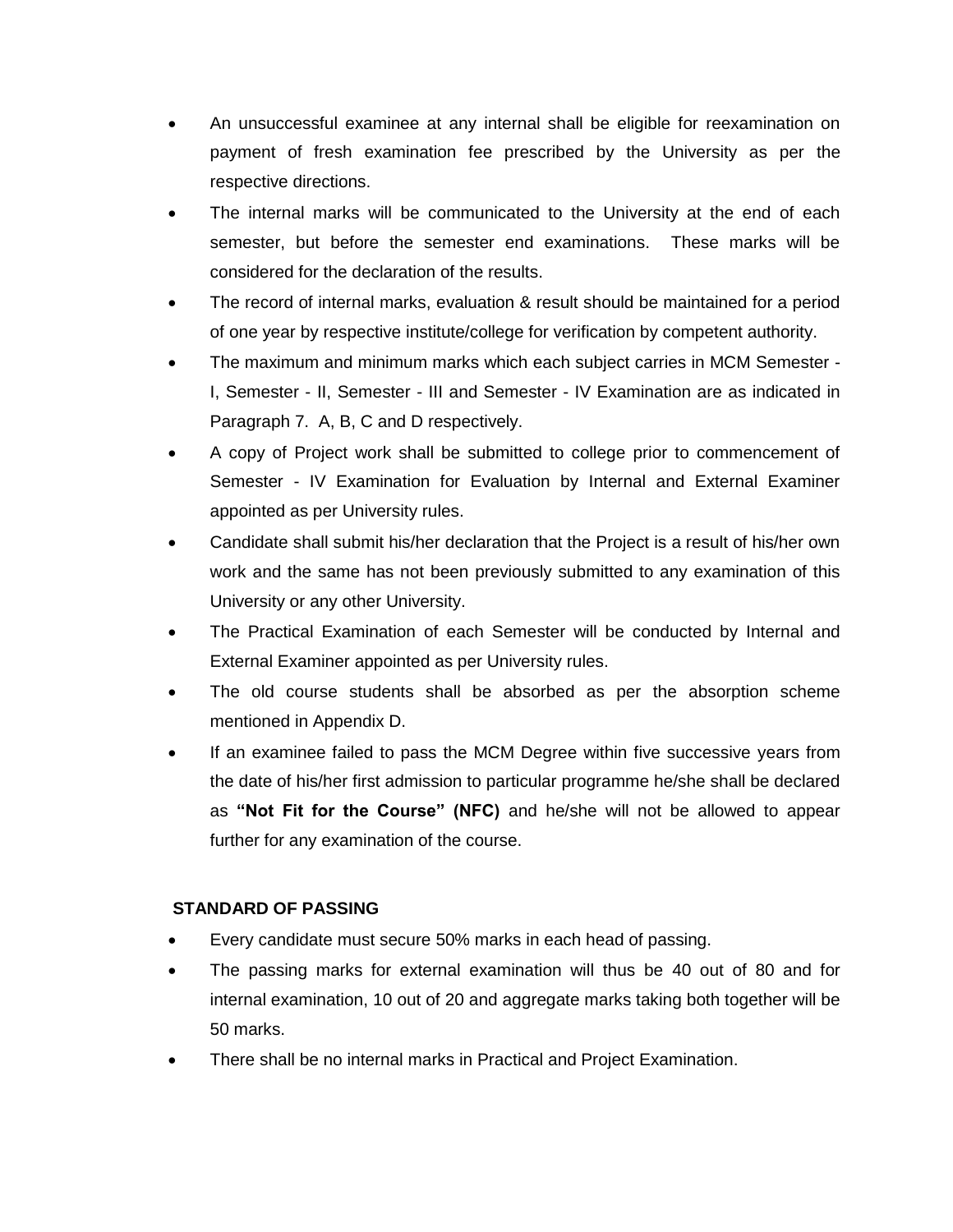- An unsuccessful examinee at any internal shall be eligible for reexamination on payment of fresh examination fee prescribed by the University as per the respective directions.
- The internal marks will be communicated to the University at the end of each semester, but before the semester end examinations. These marks will be considered for the declaration of the results.
- The record of internal marks, evaluation & result should be maintained for a period of one year by respective institute/college for verification by competent authority.
- The maximum and minimum marks which each subject carries in MCM Semester - I, Semester - II, Semester - III and Semester - IV Examination are as indicated in Paragraph 7. A, B, C and D respectively.
- A copy of Project work shall be submitted to college prior to commencement of Semester - IV Examination for Evaluation by Internal and External Examiner appointed as per University rules.
- Candidate shall submit his/her declaration that the Project is a result of his/her own work and the same has not been previously submitted to any examination of this University or any other University.
- The Practical Examination of each Semester will be conducted by Internal and External Examiner appointed as per University rules.
- The old course students shall be absorbed as per the absorption scheme mentioned in Appendix D.
- If an examinee failed to pass the MCM Degree within five successive years from the date of his/her first admission to particular programme he/she shall be declared as **"Not Fit for the Course" (NFC)** and he/she will not be allowed to appear further for any examination of the course.

**STANDARD OF PASSING**

- Every candidate must secure 50% marks in each head of passing.
- The passing marks for external examination will thus be 40 out of 80 and for internal examination, 10 out of 20 and aggregate marks taking both together will be 50 marks.
- There shall be no internal marks in Practical and Project Examination.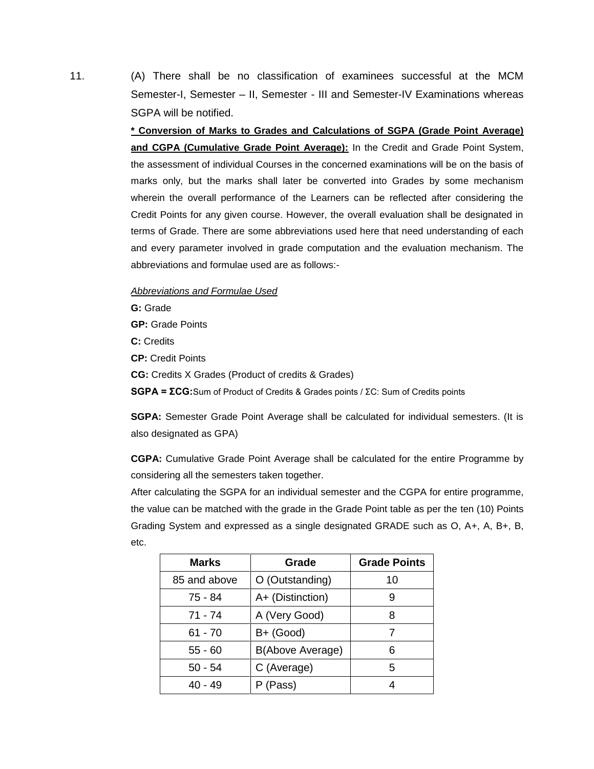11. (A) There shall be no classification of examinees successful at the MCM Semester-I, Semester – II, Semester - III and Semester-IV Examinations whereas SGPA will be notified.

**<u>* Conversion of Marks to Grades and Calculations of SGPA (Grade Point Average) and CGPA (Cumulative Grade Point Average):</u>** In the Credit and Grade Point System, the assessment of individual Courses in the concerned examinations will be on the basis of marks only, but the marks shall later be converted into Grades by some mechanism wherein the overall performance of the Learners can be reflected after considering the Credit Points for any given course. However, the overall evaluation shall be designated in terms of Grade. There are some abbreviations used here that need understanding of each and every parameter involved in grade computation and the evaluation mechanism. The abbreviations and formulae used are as follows:-

*<u>Abbreviations and Formulae Used</u>*

**G:** Grade

**GP:** Grade Points

**C:** Credits

**CP:** Credit Points

**CG:** Credits X Grades (Product of credits & Grades)

**SGPA = ΣCG:**Sum of Product of Credits & Grades points / ΣC: Sum of Credits points

**SGPA:** Semester Grade Point Average shall be calculated for individual semesters. (It is also designated as GPA)

**CGPA:** Cumulative Grade Point Average shall be calculated for the entire Programme by considering all the semesters taken together.

After calculating the SGPA for an individual semester and the CGPA for entire programme, the value can be matched with the grade in the Grade Point table as per the ten (10) Points Grading System and expressed as a single designated GRADE such as O, A+, A, B+, B, etc.

| Marks | Grade | Grade Points |
|---|---|---|
| 85 and above | O (Outstanding) | 10 |
| 75 - 84 | A+ (Distinction) | 9 |
| 71 - 74 | A (Very Good) | 8 |
| 61 - 70 | B+ (Good) | 7 |
| 55 - 60 | B(Above Average) | 6 |
| 50 - 54 | C (Average) | 5 |
| 40 - 49 | P (Pass) | 4 |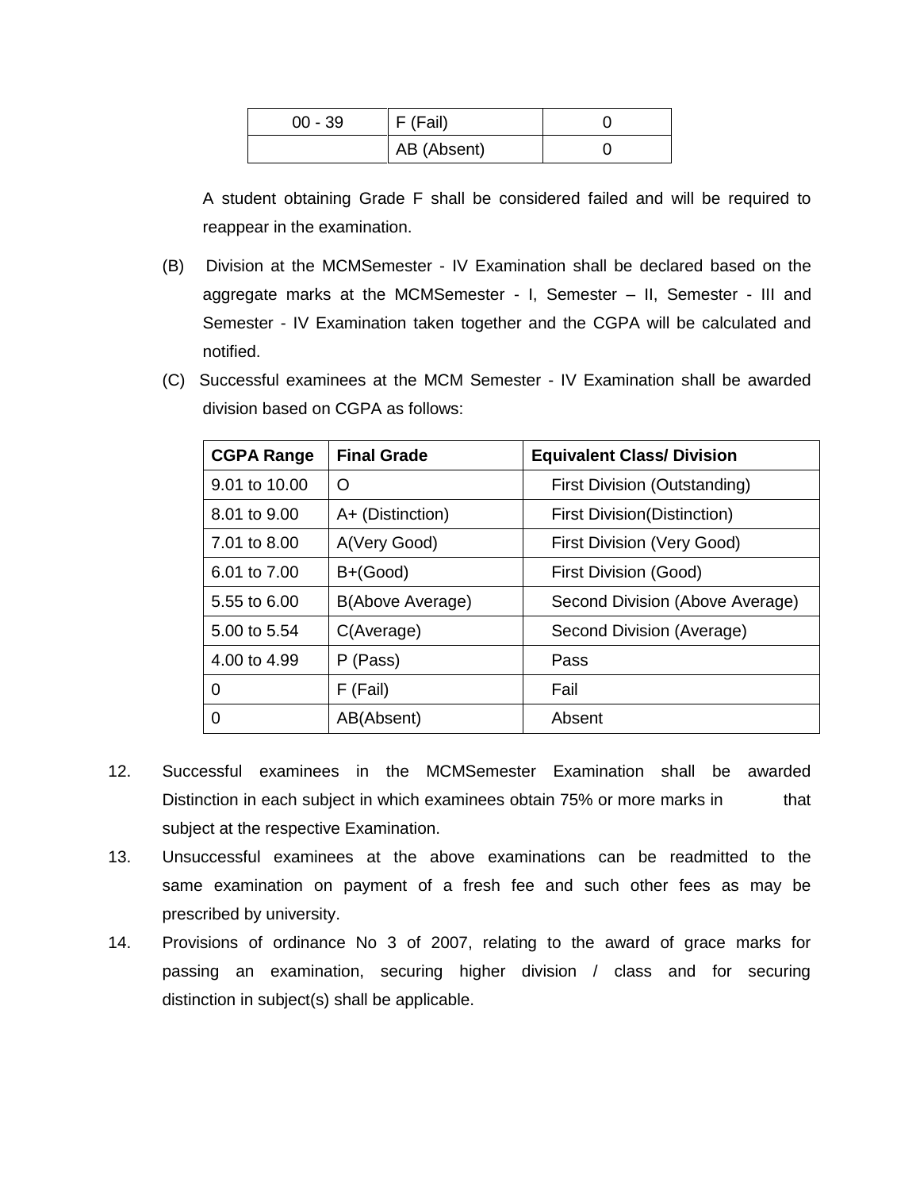| 00 - 39 | F (Fail) | 0 |
|---|---|---|
| | AB (Absent) | 0 |

A student obtaining Grade F shall be considered failed and will be required to reappear in the examination.

(B) Division at the MCMSemester - IV Examination shall be declared based on the aggregate marks at the MCMSemester - I, Semester – II, Semester - III and Semester - IV Examination taken together and the CGPA will be calculated and notified.

(C) Successful examinees at the MCM Semester - IV Examination shall be awarded division based on CGPA as follows:

| **CGPA Range** | **Final Grade** | **Equivalent Class/ Division** |
|---|---|---|
| 9.01 to 10.00 | O | First Division (Outstanding) |
| 8.01 to 9.00 | A+ (Distinction) | First Division(Distinction) |
| 7.01 to 8.00 | A(Very Good) | First Division (Very Good) |
| 6.01 to 7.00 | B+(Good) | First Division (Good) |
| 5.55 to 6.00 | B(Above Average) | Second Division (Above Average) |
| 5.00 to 5.54 | C(Average) | Second Division (Average) |
| 4.00 to 4.99 | P (Pass) | Pass |
| 0 | F (Fail) | Fail |
| 0 | AB(Absent) | Absent |

12. Successful examinees in the MCMSemester Examination shall be awarded Distinction in each subject in which examinees obtain 75% or more marks in that subject at the respective Examination.

13. Unsuccessful examinees at the above examinations can be readmitted to the same examination on payment of a fresh fee and such other fees as may be prescribed by university.

14. Provisions of ordinance No 3 of 2007, relating to the award of grace marks for passing an examination, securing higher division / class and for securing distinction in subject(s) shall be applicable.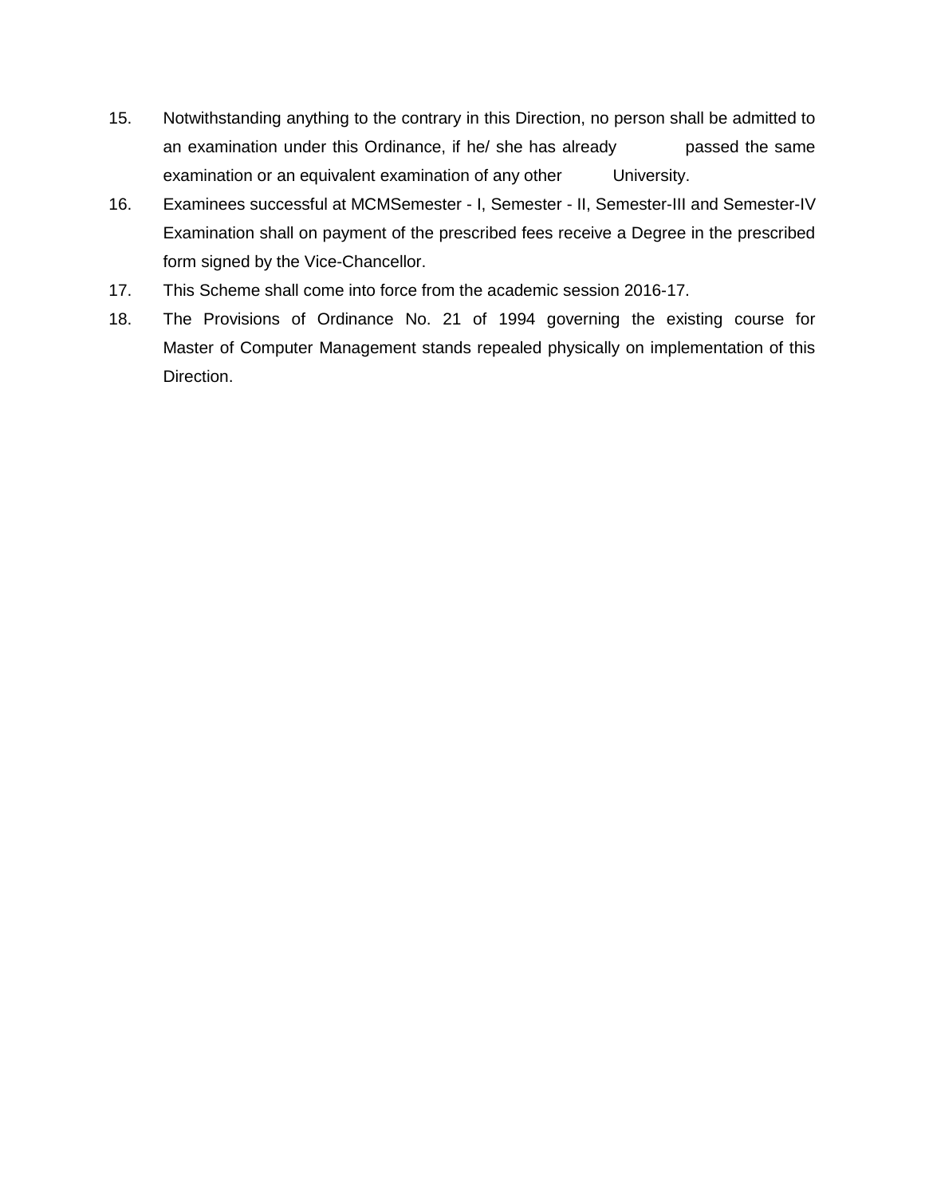15. Notwithstanding anything to the contrary in this Direction, no person shall be admitted to an examination under this Ordinance, if he/ she has already passed the same examination or an equivalent examination of any other University.
16. Examinees successful at MCMSemester - I, Semester - II, Semester-III and Semester-IV Examination shall on payment of the prescribed fees receive a Degree in the prescribed form signed by the Vice-Chancellor.
17. This Scheme shall come into force from the academic session 2016-17.
18. The Provisions of Ordinance No. 21 of 1994 governing the existing course for Master of Computer Management stands repealed physically on implementation of this Direction.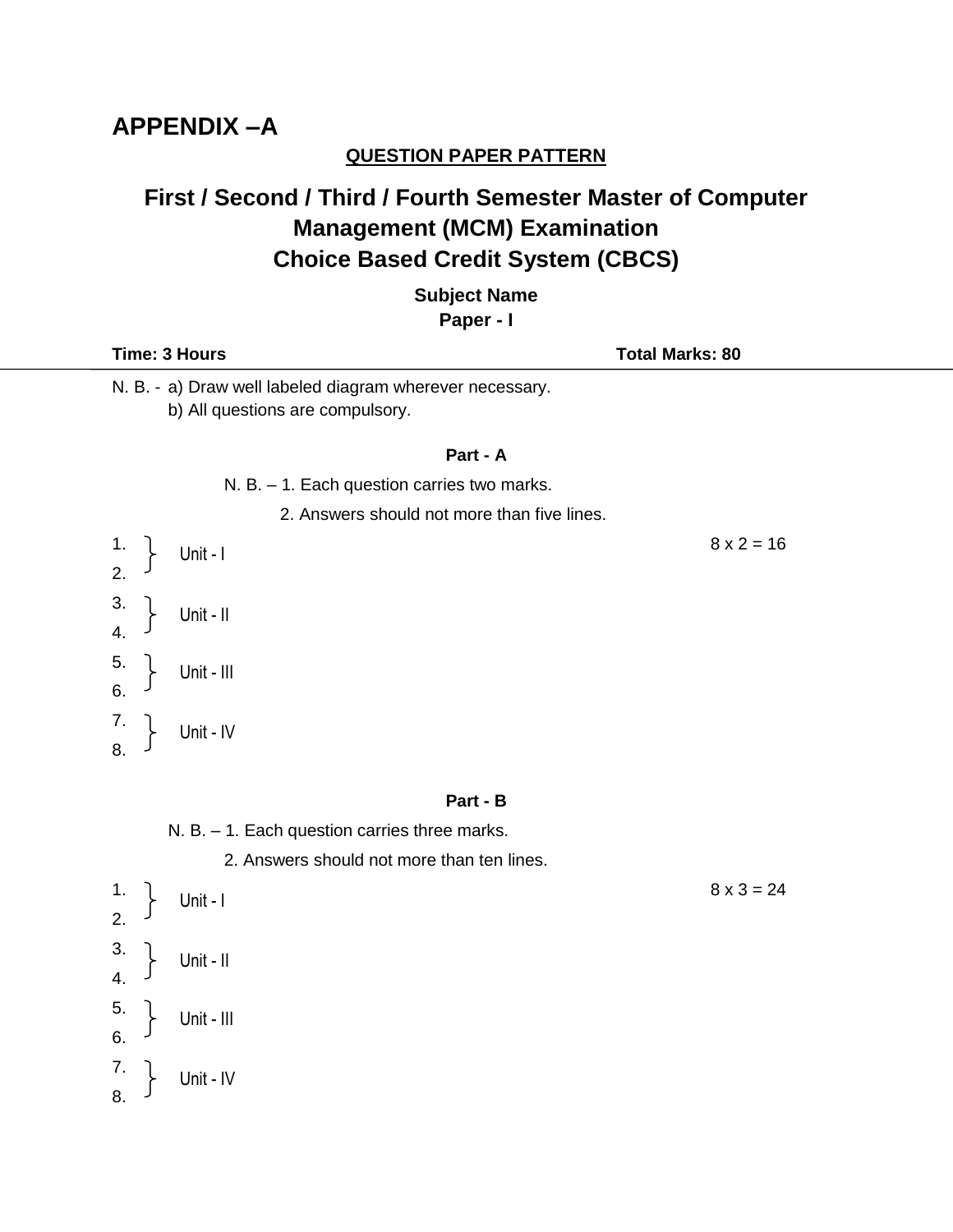# APPENDIX –A

**QUESTION PAPER PATTERN**

## First / Second / Third / Fourth Semester Master of Computer Management (MCM) Examination
## Choice Based Credit System (CBCS)

**Subject Name**

**Paper - I**

**Time: 3 Hours** **Total Marks: 80**

N. B. - a) Draw well labeled diagram wherever necessary.
b) All questions are compulsory.

**Part - A**

N. B. – 1. Each question carries two marks.
2. Answers should not more than five lines.

| Questions | Unit | Marks |
|---|---|---|
| 1., 2. | Unit - I | 8 x 2 = 16 |
| 3., 4. | Unit - II | |
| 5., 6. | Unit - III | |
| 7., 8. | Unit - IV | |

**Part - B**

N. B. – 1. Each question carries three marks.
2. Answers should not more than ten lines.

| Questions | Unit | Marks |
|---|---|---|
| 1., 2. | Unit - I | 8 x 3 = 24 |
| 3., 4. | Unit - II | |
| 5., 6. | Unit - III | |
| 7., 8. | Unit - IV | |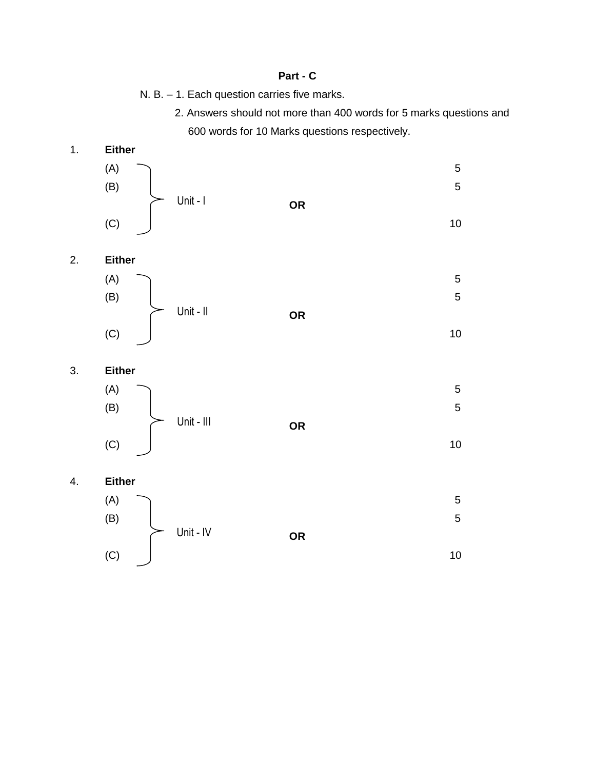## Part - C

N. B. – 1. Each question carries five marks.

2. Answers should not more than 400 words for 5 marks questions and 600 words for 10 Marks questions respectively.

1. **Either**

| | | | |
|---|---|---|---|
| (A) | Unit - I | | 5 |
| (B) | | | 5 |
| | | **OR** | |
| (C) | | | 10 |

2. **Either**

| | | | |
|---|---|---|---|
| (A) | Unit - II | | 5 |
| (B) | | | 5 |
| | | **OR** | |
| (C) | | | 10 |

3. **Either**

| | | | |
|---|---|---|---|
| (A) | Unit - III | | 5 |
| (B) | | | 5 |
| | | **OR** | |
| (C) | | | 10 |

4. **Either**

| | | | |
|---|---|---|---|
| (A) | Unit - IV | | 5 |
| (B) | | | 5 |
| | | **OR** | |
| (C) | | | 10 |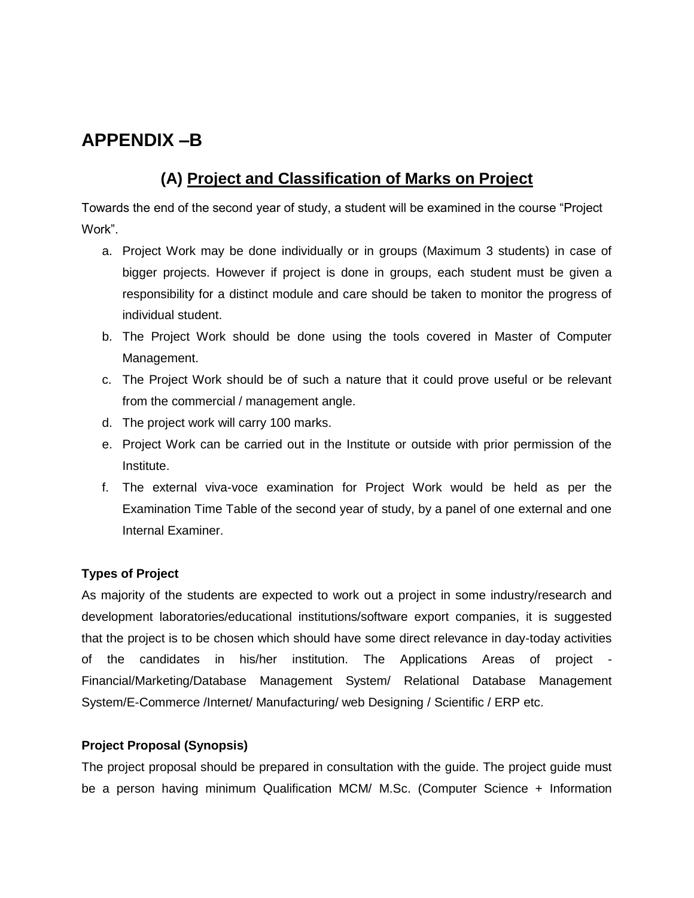# APPENDIX –B

## (A) Project and Classification of Marks on Project

Towards the end of the second year of study, a student will be examined in the course "Project Work".

a. Project Work may be done individually or in groups (Maximum 3 students) in case of bigger projects. However if project is done in groups, each student must be given a responsibility for a distinct module and care should be taken to monitor the progress of individual student.
b. The Project Work should be done using the tools covered in Master of Computer Management.
c. The Project Work should be of such a nature that it could prove useful or be relevant from the commercial / management angle.
d. The project work will carry 100 marks.
e. Project Work can be carried out in the Institute or outside with prior permission of the Institute.
f. The external viva-voce examination for Project Work would be held as per the Examination Time Table of the second year of study, by a panel of one external and one Internal Examiner.

**Types of Project**

As majority of the students are expected to work out a project in some industry/research and development laboratories/educational institutions/software export companies, it is suggested that the project is to be chosen which should have some direct relevance in day-today activities of the candidates in his/her institution. The Applications Areas of project - Financial/Marketing/Database Management System/ Relational Database Management System/E-Commerce /Internet/ Manufacturing/ web Designing / Scientific / ERP etc.

**Project Proposal (Synopsis)**

The project proposal should be prepared in consultation with the guide. The project guide must be a person having minimum Qualification MCM/ M.Sc. (Computer Science + Information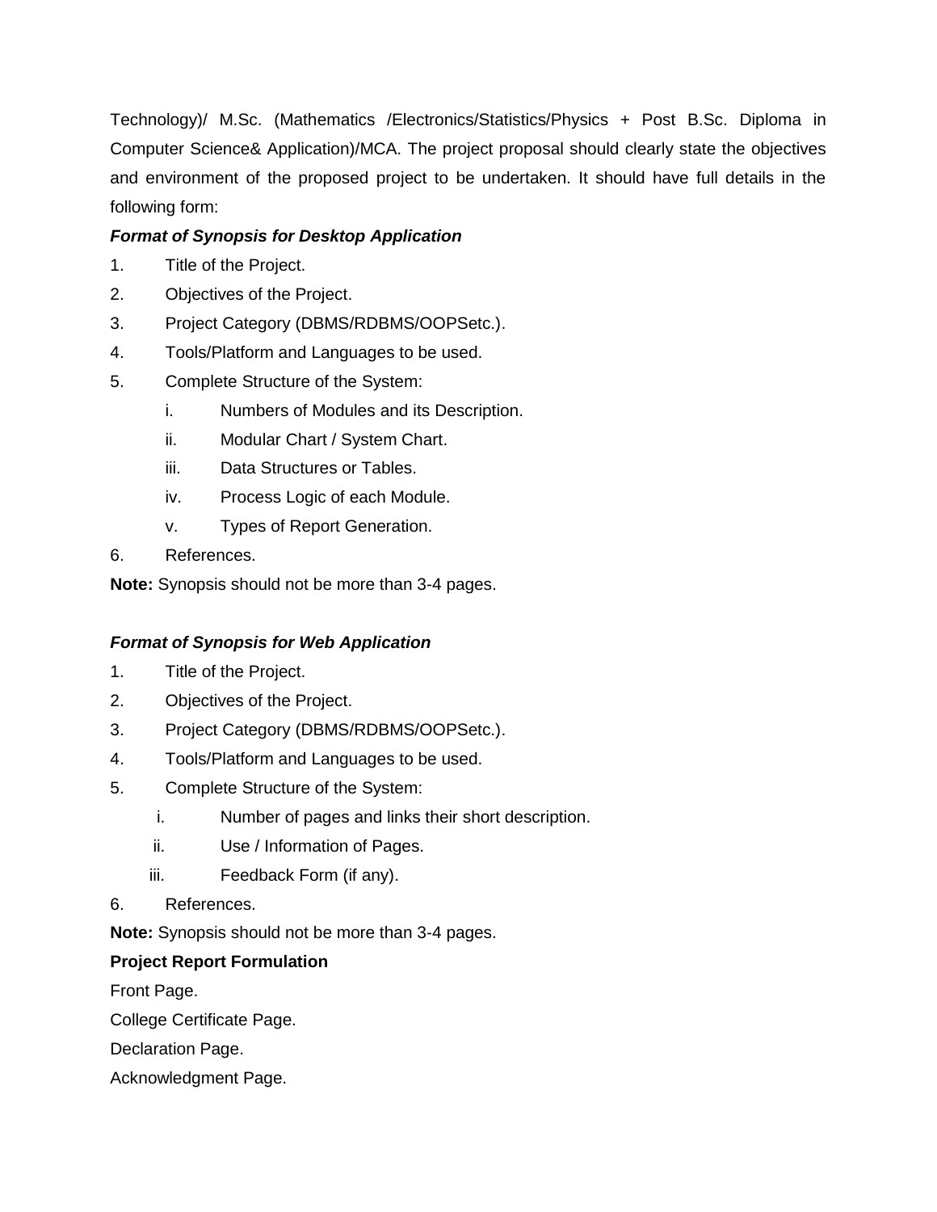Technology)/ M.Sc. (Mathematics /Electronics/Statistics/Physics + Post B.Sc. Diploma in Computer Science& Application)/MCA. The project proposal should clearly state the objectives and environment of the proposed project to be undertaken. It should have full details in the following form:

***Format of Synopsis for Desktop Application***

1. Title of the Project.
2. Objectives of the Project.
3. Project Category (DBMS/RDBMS/OOPSetc.).
4. Tools/Platform and Languages to be used.
5. Complete Structure of the System:
    i. Numbers of Modules and its Description.
    ii. Modular Chart / System Chart.
    iii. Data Structures or Tables.
    iv. Process Logic of each Module.
    v. Types of Report Generation.
6. References.

**Note:** Synopsis should not be more than 3-4 pages.

***Format of Synopsis for Web Application***

1. Title of the Project.
2. Objectives of the Project.
3. Project Category (DBMS/RDBMS/OOPSetc.).
4. Tools/Platform and Languages to be used.
5. Complete Structure of the System:
    i. Number of pages and links their short description.
    ii. Use / Information of Pages.
    iii. Feedback Form (if any).
6. References.

**Note:** Synopsis should not be more than 3-4 pages.

**Project Report Formulation**

Front Page.

College Certificate Page.

Declaration Page.

Acknowledgment Page.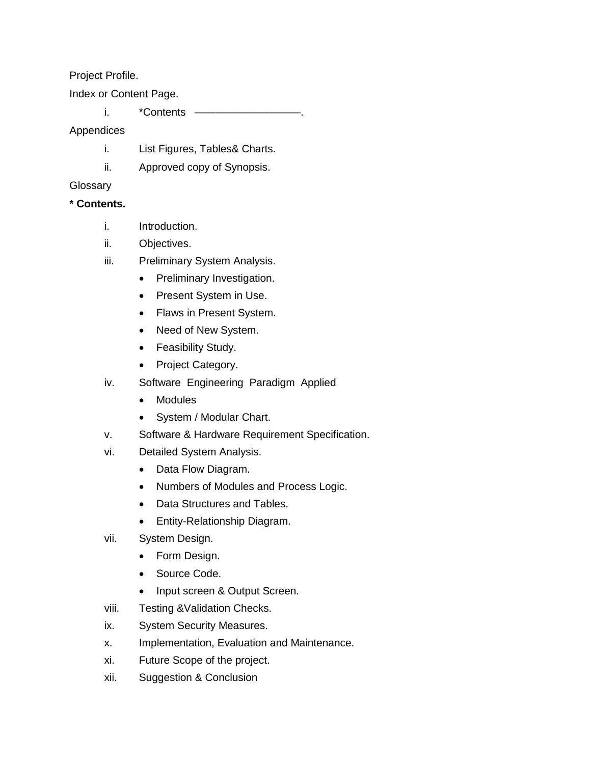Project Profile.

Index or Content Page.

i. *Contents ——————————.

Appendices

i. List Figures, Tables& Charts.
ii. Approved copy of Synopsis.

Glossary

**\* Contents.**

i. Introduction.
ii. Objectives.
iii. Preliminary System Analysis.
   - Preliminary Investigation.
   - Present System in Use.
   - Flaws in Present System.
   - Need of New System.
   - Feasibility Study.
   - Project Category.
iv. Software Engineering Paradigm Applied
   - Modules
   - System / Modular Chart.
v. Software & Hardware Requirement Specification.
vi. Detailed System Analysis.
   - Data Flow Diagram.
   - Numbers of Modules and Process Logic.
   - Data Structures and Tables.
   - Entity-Relationship Diagram.
vii. System Design.
   - Form Design.
   - Source Code.
   - Input screen & Output Screen.
viii. Testing &Validation Checks.
ix. System Security Measures.
x. Implementation, Evaluation and Maintenance.
xi. Future Scope of the project.
xii. Suggestion & Conclusion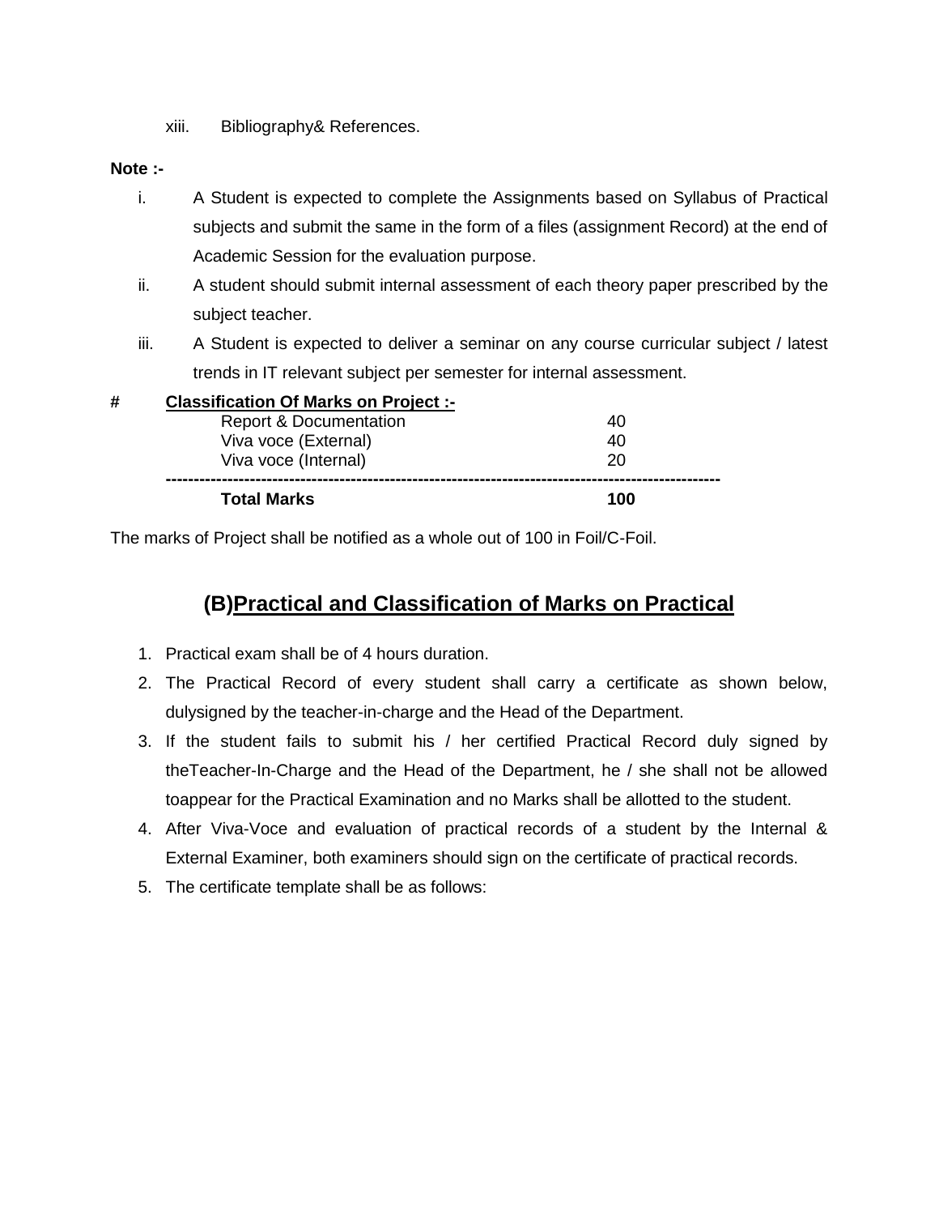xiii. Bibliography& References.

**Note :-**

i. A Student is expected to complete the Assignments based on Syllabus of Practical subjects and submit the same in the form of a files (assignment Record) at the end of Academic Session for the evaluation purpose.

ii. A student should submit internal assessment of each theory paper prescribed by the subject teacher.

iii. A Student is expected to deliver a seminar on any course curricular subject / latest trends in IT relevant subject per semester for internal assessment.

**# Classification Of Marks on Project :-**

| | |
|---|---|
| Report & Documentation | 40 |
| Viva voce (External) | 40 |
| Viva voce (Internal) | 20 |
| **Total Marks** | **100** |

The marks of Project shall be notified as a whole out of 100 in Foil/C-Foil.

## (B)Practical and Classification of Marks on Practical

1. Practical exam shall be of 4 hours duration.
2. The Practical Record of every student shall carry a certificate as shown below, dulysigned by the teacher-in-charge and the Head of the Department.
3. If the student fails to submit his / her certified Practical Record duly signed by theTeacher-In-Charge and the Head of the Department, he / she shall not be allowed toappear for the Practical Examination and no Marks shall be allotted to the student.
4. After Viva-Voce and evaluation of practical records of a student by the Internal & External Examiner, both examiners should sign on the certificate of practical records.
5. The certificate template shall be as follows: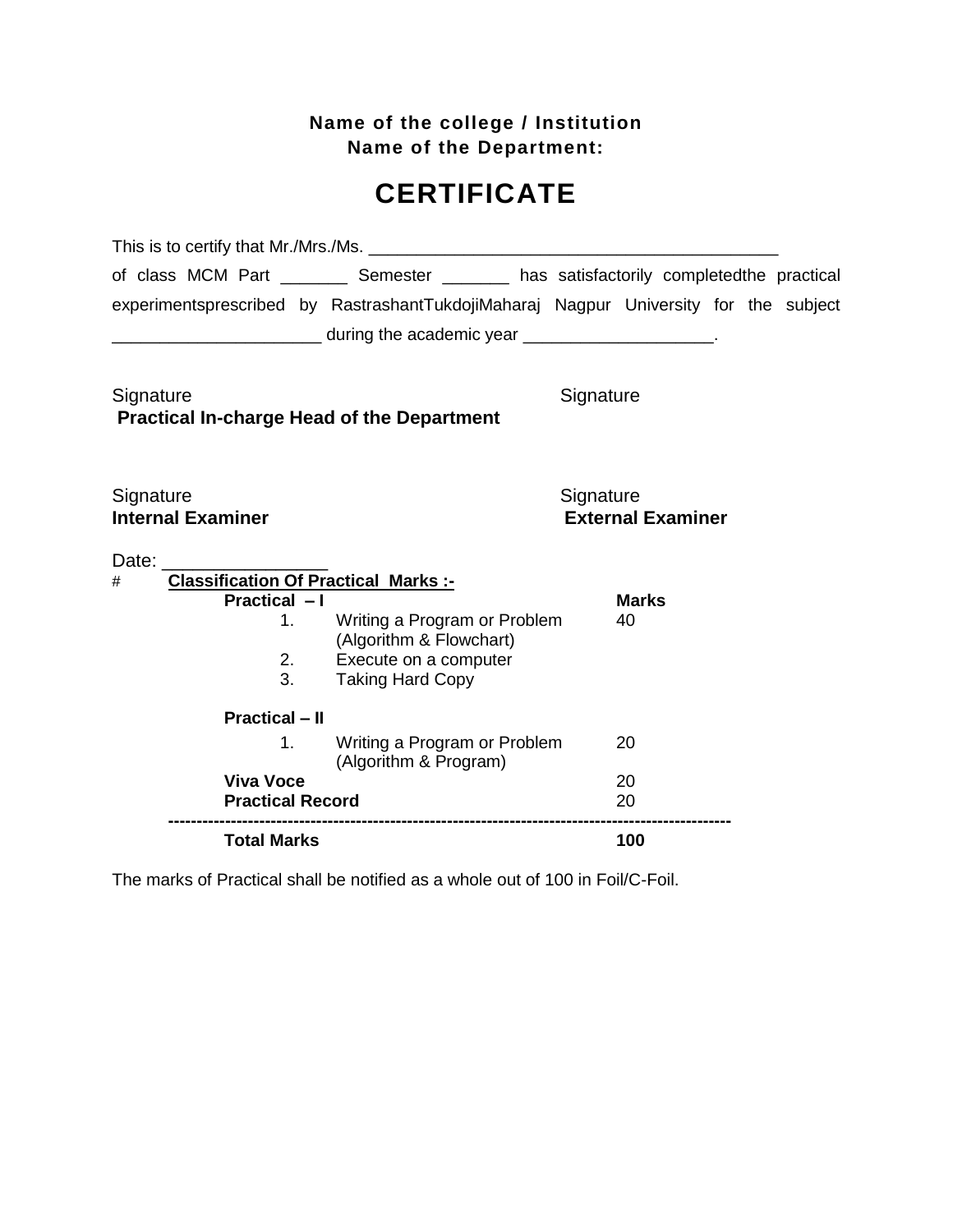**Name of the college / Institution**
**Name of the Department:**

# CERTIFICATE

This is to certify that Mr./Mrs./Ms. ___________________________________________ of class MCM Part _______ Semester _______ has satisfactorily completedthe practical experimentsprescribed by RastrashantTukdojiMaharaj Nagpur University for the subject ______________________ during the academic year ____________________.

Signature
**Practical In-charge Head of the Department**

Signature

Signature
**Internal Examiner**

Signature
**External Examiner**

Date: ________________

# **<u>Classification Of Practical Marks :-</u>**

| | | Marks |
|---|---|---|
| **Practical – I** | | |
| 1. | Writing a Program or Problem (Algorithm & Flowchart) | 40 |
| 2. | Execute on a computer | |
| 3. | Taking Hard Copy | |
| **Practical – II** | | |
| 1. | Writing a Program or Problem (Algorithm & Program) | 20 |
| **Viva Voce** | | 20 |
| **Practical Record** | | 20 |
| **Total Marks** | | **100** |

The marks of Practical shall be notified as a whole out of 100 in Foil/C-Foil.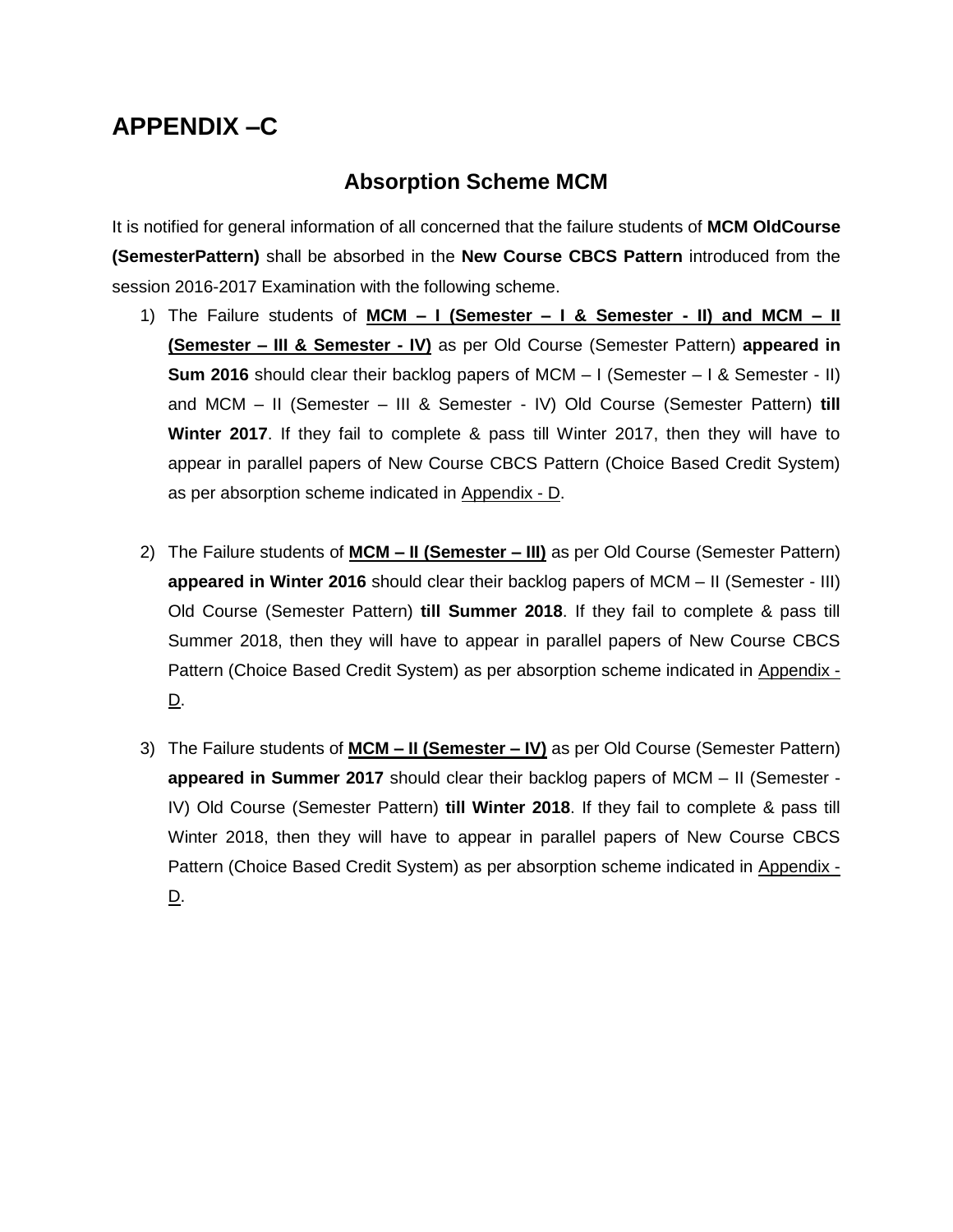# APPENDIX –C

## Absorption Scheme MCM

It is notified for general information of all concerned that the failure students of **MCM OldCourse (SemesterPattern)** shall be absorbed in the **New Course CBCS Pattern** introduced from the session 2016-2017 Examination with the following scheme.

1) The Failure students of **MCM – I (Semester – I & Semester - II) and MCM – II (Semester – III & Semester - IV)** as per Old Course (Semester Pattern) **appeared in Sum 2016** should clear their backlog papers of MCM – I (Semester – I & Semester - II) and MCM – II (Semester – III & Semester - IV) Old Course (Semester Pattern) **till Winter 2017**. If they fail to complete & pass till Winter 2017, then they will have to appear in parallel papers of New Course CBCS Pattern (Choice Based Credit System) as per absorption scheme indicated in Appendix - D.

2) The Failure students of **MCM – II (Semester – III)** as per Old Course (Semester Pattern) **appeared in Winter 2016** should clear their backlog papers of MCM – II (Semester - III) Old Course (Semester Pattern) **till Summer 2018**. If they fail to complete & pass till Summer 2018, then they will have to appear in parallel papers of New Course CBCS Pattern (Choice Based Credit System) as per absorption scheme indicated in Appendix - D.

3) The Failure students of **MCM – II (Semester – IV)** as per Old Course (Semester Pattern) **appeared in Summer 2017** should clear their backlog papers of MCM – II (Semester - IV) Old Course (Semester Pattern) **till Winter 2018**. If they fail to complete & pass till Winter 2018, then they will have to appear in parallel papers of New Course CBCS Pattern (Choice Based Credit System) as per absorption scheme indicated in Appendix - D.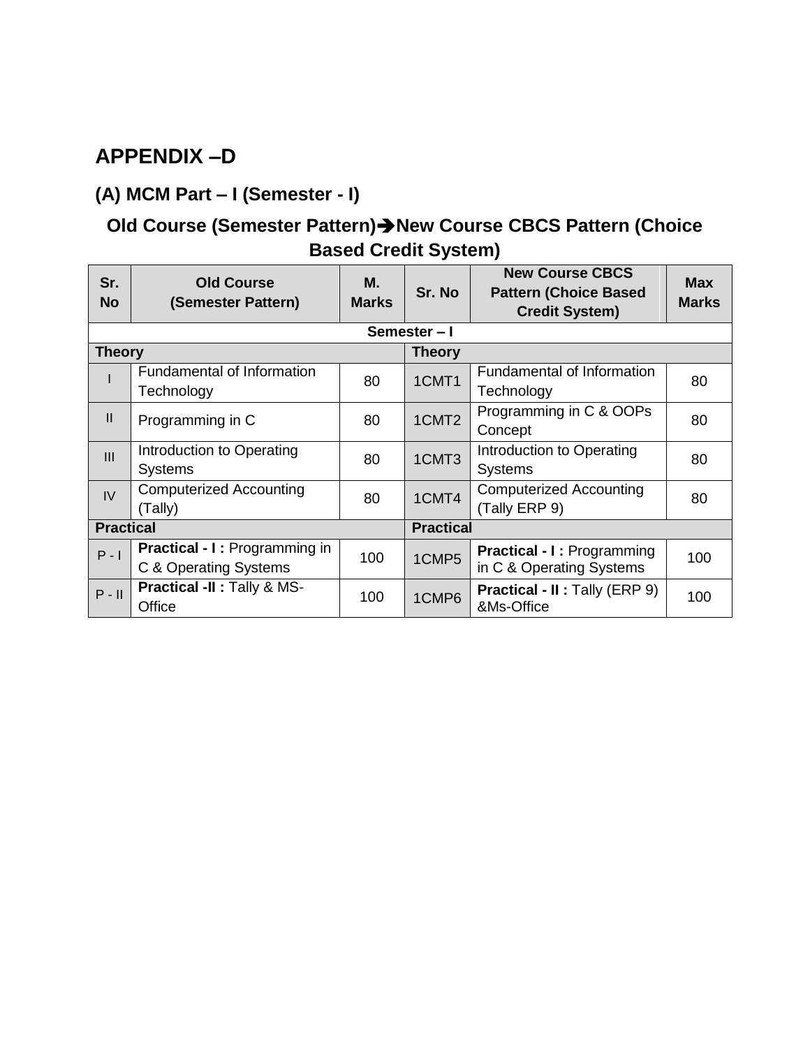# APPENDIX –D

## (A) MCM Part – I (Semester - I)

### Old Course (Semester Pattern)➔New Course CBCS Pattern (Choice Based Credit System)

| Sr. No | Old Course (Semester Pattern) | M. Marks | Sr. No | New Course CBCS Pattern (Choice Based Credit System) | Max Marks |
|---|---|---|---|---|---|
| Semester – I | | | | | |
| **Theory** | | | **Theory** | | |
| I | Fundamental of Information Technology | 80 | 1CMT1 | Fundamental of Information Technology | 80 |
| II | Programming in C | 80 | 1CMT2 | Programming in C & OOPs Concept | 80 |
| III | Introduction to Operating Systems | 80 | 1CMT3 | Introduction to Operating Systems | 80 |
| IV | Computerized Accounting (Tally) | 80 | 1CMT4 | Computerized Accounting (Tally ERP 9) | 80 |
| **Practical** | | | **Practical** | | |
| P - I | **Practical - I :** Programming in C & Operating Systems | 100 | 1CMP5 | **Practical - I :** Programming in C & Operating Systems | 100 |
| P - II | **Practical -II :** Tally & MS-Office | 100 | 1CMP6 | **Practical - II :** Tally (ERP 9) &Ms-Office | 100 |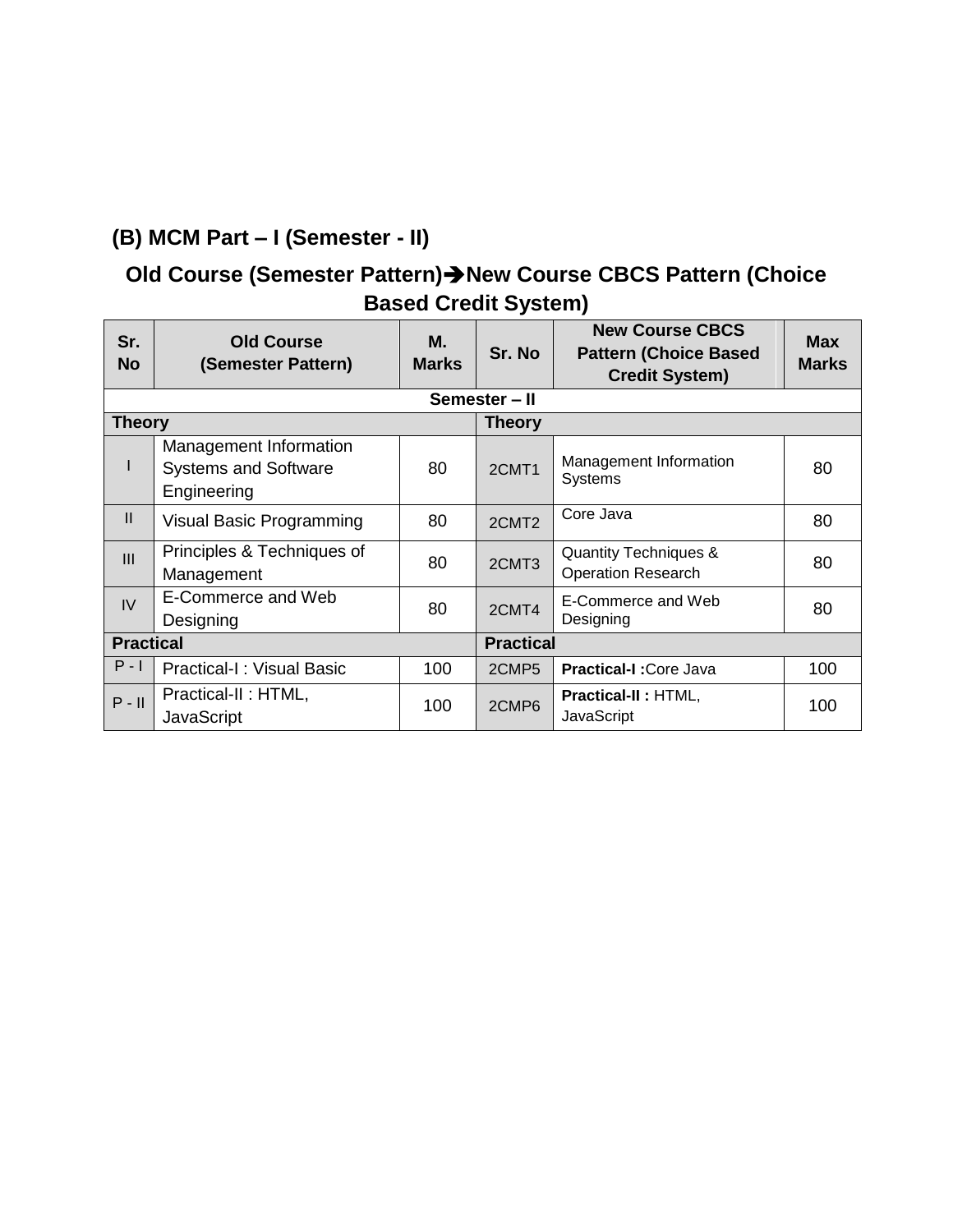## (B) MCM Part – I (Semester - II)

## Old Course (Semester Pattern)➔New Course CBCS Pattern (Choice Based Credit System)

| Sr. No | Old Course (Semester Pattern) | M. Marks | Sr. No | New Course CBCS Pattern (Choice Based Credit System) | Max Marks |
|---|---|---|---|---|---|
| | | | **Semester – II** | | |
| **Theory** | | | **Theory** | | |
| I | Management Information Systems and Software Engineering | 80 | 2CMT1 | Management Information Systems | 80 |
| II | Visual Basic Programming | 80 | 2CMT2 | Core Java | 80 |
| III | Principles & Techniques of Management | 80 | 2CMT3 | Quantity Techniques & Operation Research | 80 |
| IV | E-Commerce and Web Designing | 80 | 2CMT4 | E-Commerce and Web Designing | 80 |
| **Practical** | | | **Practical** | | |
| P - I | Practical-I : Visual Basic | 100 | 2CMP5 | **Practical-I :** Core Java | 100 |
| P - II | Practical-II : HTML, JavaScript | 100 | 2CMP6 | **Practical-II :** HTML, JavaScript | 100 |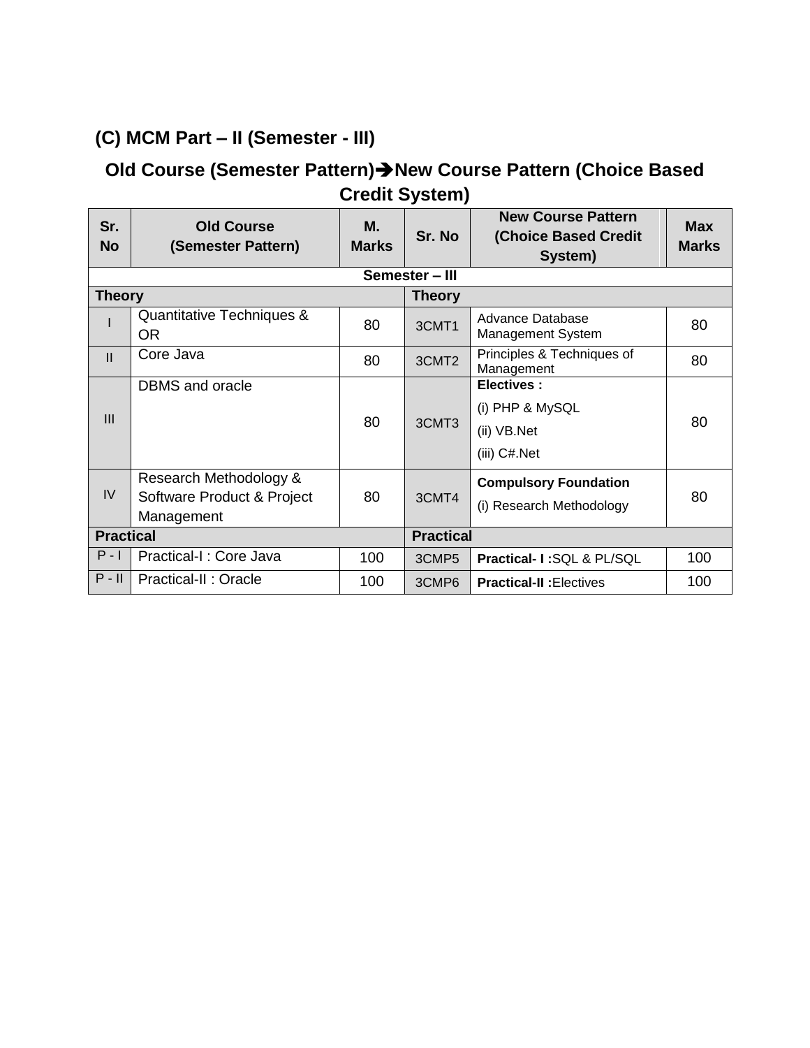## (C) MCM Part – II (Semester - III)

## Old Course (Semester Pattern)➔New Course Pattern (Choice Based Credit System)

| Sr. No | Old Course (Semester Pattern) | M. Marks | Sr. No | New Course Pattern (Choice Based Credit System) | Max Marks |
|---|---|---|---|---|---|
| **Semester – III** | | | | | |
| **Theory** | | | **Theory** | | |
| I | Quantitative Techniques & OR | 80 | 3CMT1 | Advance Database Management System | 80 |
| II | Core Java | 80 | 3CMT2 | Principles & Techniques of Management | 80 |
| III | DBMS and oracle | 80 | 3CMT3 | **Electives :** (i) PHP & MySQL (ii) VB.Net (iii) C#.Net | 80 |
| IV | Research Methodology & Software Product & Project Management | 80 | 3CMT4 | **Compulsory Foundation** (i) Research Methodology | 80 |
| **Practical** | | | **Practical** | | |
| P - I | Practical-I : Core Java | 100 | 3CMP5 | **Practical- I :**SQL & PL/SQL | 100 |
| P - II | Practical-II : Oracle | 100 | 3CMP6 | **Practical-II :**Electives | 100 |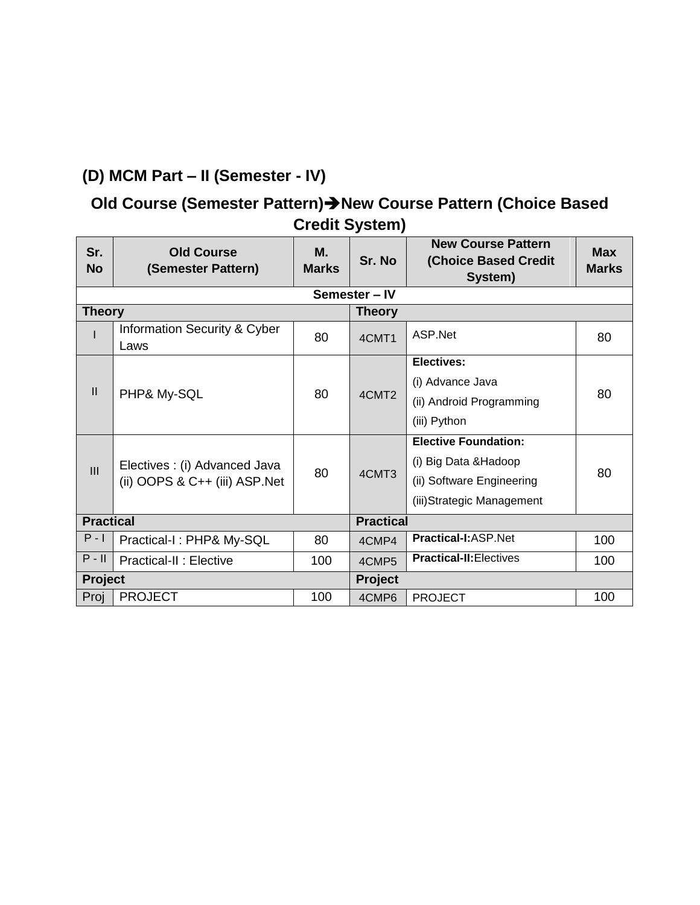### (D) MCM Part – II (Semester - IV)

**Old Course (Semester Pattern)➔New Course Pattern (Choice Based Credit System)**

| Sr. No | Old Course (Semester Pattern) | M. Marks | Sr. No | New Course Pattern (Choice Based Credit System) | Max Marks |
|---|---|---|---|---|---|
| **Semester – IV** | | | | | |
| **Theory** | | | **Theory** | | |
| I | Information Security & Cyber Laws | 80 | 4CMT1 | ASP.Net | 80 |
| II | PHP& My-SQL | 80 | 4CMT2 | **Electives:** (i) Advance Java (ii) Android Programming (iii) Python | 80 |
| III | Electives : (i) Advanced Java (ii) OOPS & C++ (iii) ASP.Net | 80 | 4CMT3 | **Elective Foundation:** (i) Big Data &Hadoop (ii) Software Engineering (iii)Strategic Management | 80 |
| **Practical** | | | **Practical** | | |
| P - I | Practical-I : PHP& My-SQL | 80 | 4CMP4 | **Practical-I:**ASP.Net | 100 |
| P - II | Practical-II : Elective | 100 | 4CMP5 | **Practical-II:**Electives | 100 |
| **Project** | | | **Project** | | |
| Proj | PROJECT | 100 | 4CMP6 | PROJECT | 100 |